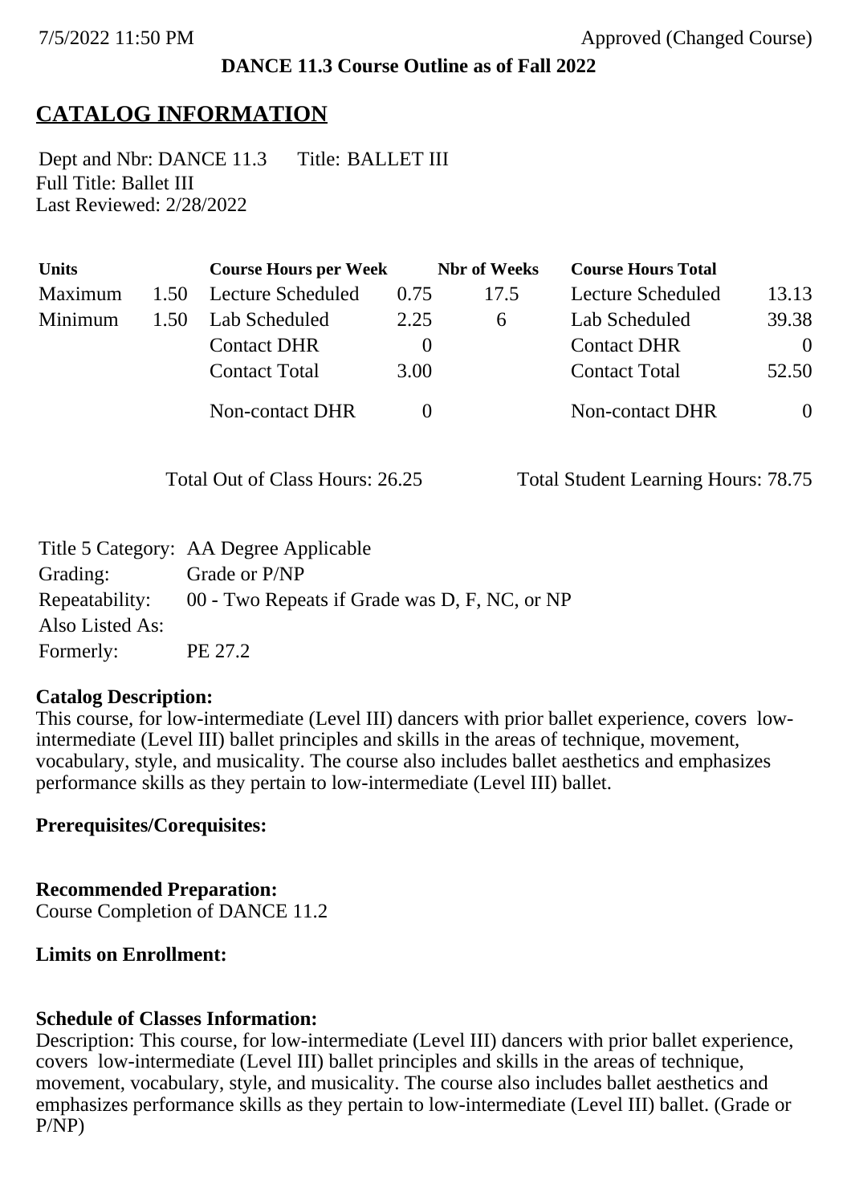7/5/2022 11:50 PM Approved (Changed Course)

**DANCE 11.3 Course Outline as of Fall 2022**

# CATALOG INFORMATION

Dept and Nbr: DANCE 11.3 Title: BALLET III
Full Title: Ballet III
Last Reviewed: 2/28/2022

| Units | | Course Hours per Week | | Nbr of Weeks | Course Hours Total | |
|---|---|---|---|---|---|---|
| Maximum | 1.50 | Lecture Scheduled | 0.75 | 17.5 | Lecture Scheduled | 13.13 |
| Minimum | 1.50 | Lab Scheduled | 2.25 | 6 | Lab Scheduled | 39.38 |
| | | Contact DHR | 0 | | Contact DHR | 0 |
| | | Contact Total | 3.00 | | Contact Total | 52.50 |
| | | Non-contact DHR | 0 | | Non-contact DHR | 0 |

Total Out of Class Hours: 26.25 Total Student Learning Hours: 78.75

| | |
|---|---|
| Title 5 Category: | AA Degree Applicable |
| Grading: | Grade or P/NP |
| Repeatability: | 00 - Two Repeats if Grade was D, F, NC, or NP |
| Also Listed As: | |
| Formerly: | PE 27.2 |

**Catalog Description:**
This course, for low-intermediate (Level III) dancers with prior ballet experience, covers low-intermediate (Level III) ballet principles and skills in the areas of technique, movement, vocabulary, style, and musicality. The course also includes ballet aesthetics and emphasizes performance skills as they pertain to low-intermediate (Level III) ballet.

**Prerequisites/Corequisites:**

**Recommended Preparation:**
Course Completion of DANCE 11.2

**Limits on Enrollment:**

**Schedule of Classes Information:**
Description: This course, for low-intermediate (Level III) dancers with prior ballet experience, covers low-intermediate (Level III) ballet principles and skills in the areas of technique, movement, vocabulary, style, and musicality. The course also includes ballet aesthetics and emphasizes performance skills as they pertain to low-intermediate (Level III) ballet. (Grade or P/NP)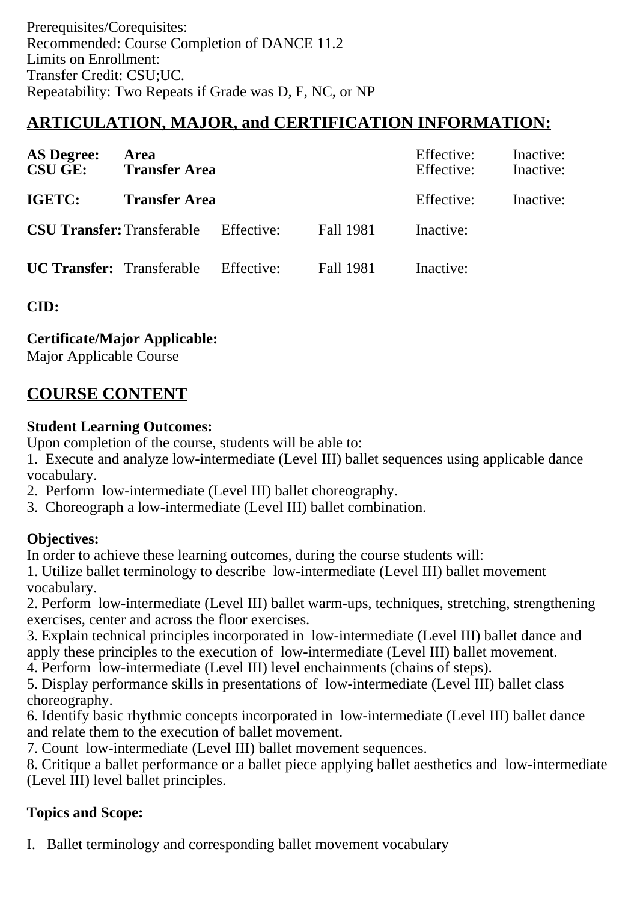Prerequisites/Corequisites:
Recommended: Course Completion of DANCE 11.2
Limits on Enrollment:
Transfer Credit: CSU;UC.
Repeatability: Two Repeats if Grade was D, F, NC, or NP

## ARTICULATION, MAJOR, and CERTIFICATION INFORMATION:

| | | | | | |
|---|---|---|---|---|---|
| **AS Degree:** | **Area** | | | Effective: | Inactive: |
| **CSU GE:** | **Transfer Area** | | | Effective: | Inactive: |
| **IGETC:** | **Transfer Area** | | | Effective: | Inactive: |
| **CSU Transfer:** | Transferable | Effective: | Fall 1981 | Inactive: | |
| **UC Transfer:** | Transferable | Effective: | Fall 1981 | Inactive: | |

**CID:**

**Certificate/Major Applicable:**
Major Applicable Course

## COURSE CONTENT

**Student Learning Outcomes:**
Upon completion of the course, students will be able to:
1. Execute and analyze low-intermediate (Level III) ballet sequences using applicable dance vocabulary.
2. Perform low-intermediate (Level III) ballet choreography.
3. Choreograph a low-intermediate (Level III) ballet combination.

**Objectives:**
In order to achieve these learning outcomes, during the course students will:
1. Utilize ballet terminology to describe low-intermediate (Level III) ballet movement vocabulary.
2. Perform low-intermediate (Level III) ballet warm-ups, techniques, stretching, strengthening exercises, center and across the floor exercises.
3. Explain technical principles incorporated in low-intermediate (Level III) ballet dance and apply these principles to the execution of low-intermediate (Level III) ballet movement.
4. Perform low-intermediate (Level III) level enchainments (chains of steps).
5. Display performance skills in presentations of low-intermediate (Level III) ballet class choreography.
6. Identify basic rhythmic concepts incorporated in low-intermediate (Level III) ballet dance and relate them to the execution of ballet movement.
7. Count low-intermediate (Level III) ballet movement sequences.
8. Critique a ballet performance or a ballet piece applying ballet aesthetics and low-intermediate (Level III) level ballet principles.

**Topics and Scope:**

I. Ballet terminology and corresponding ballet movement vocabulary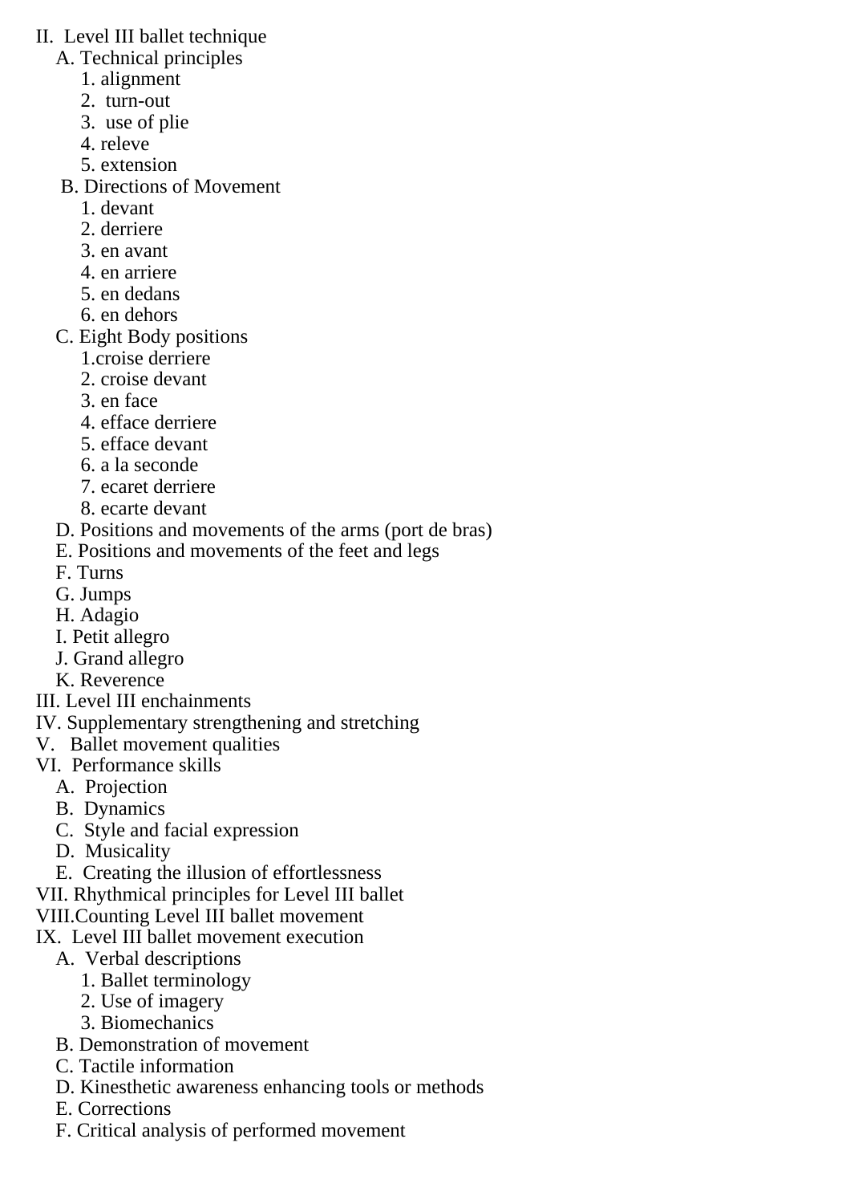II. Level III ballet technique
   A. Technical principles
      1. alignment
      2. turn-out
      3. use of plie
      4. releve
      5. extension
   B. Directions of Movement
      1. devant
      2. derriere
      3. en avant
      4. en arriere
      5. en dedans
      6. en dehors
   C. Eight Body positions
      1.croise derriere
      2. croise devant
      3. en face
      4. efface derriere
      5. efface devant
      6. a la seconde
      7. ecaret derriere
      8. ecarte devant
   D. Positions and movements of the arms (port de bras)
   E. Positions and movements of the feet and legs
   F. Turns
   G. Jumps
   H. Adagio
   I. Petit allegro
   J. Grand allegro
   K. Reverence
III. Level III enchainments
IV. Supplementary strengthening and stretching
V. Ballet movement qualities
VI. Performance skills
   A. Projection
   B. Dynamics
   C. Style and facial expression
   D. Musicality
   E. Creating the illusion of effortlessness
VII. Rhythmical principles for Level III ballet
VIII.Counting Level III ballet movement
IX. Level III ballet movement execution
   A. Verbal descriptions
      1. Ballet terminology
      2. Use of imagery
      3. Biomechanics
   B. Demonstration of movement
   C. Tactile information
   D. Kinesthetic awareness enhancing tools or methods
   E. Corrections
   F. Critical analysis of performed movement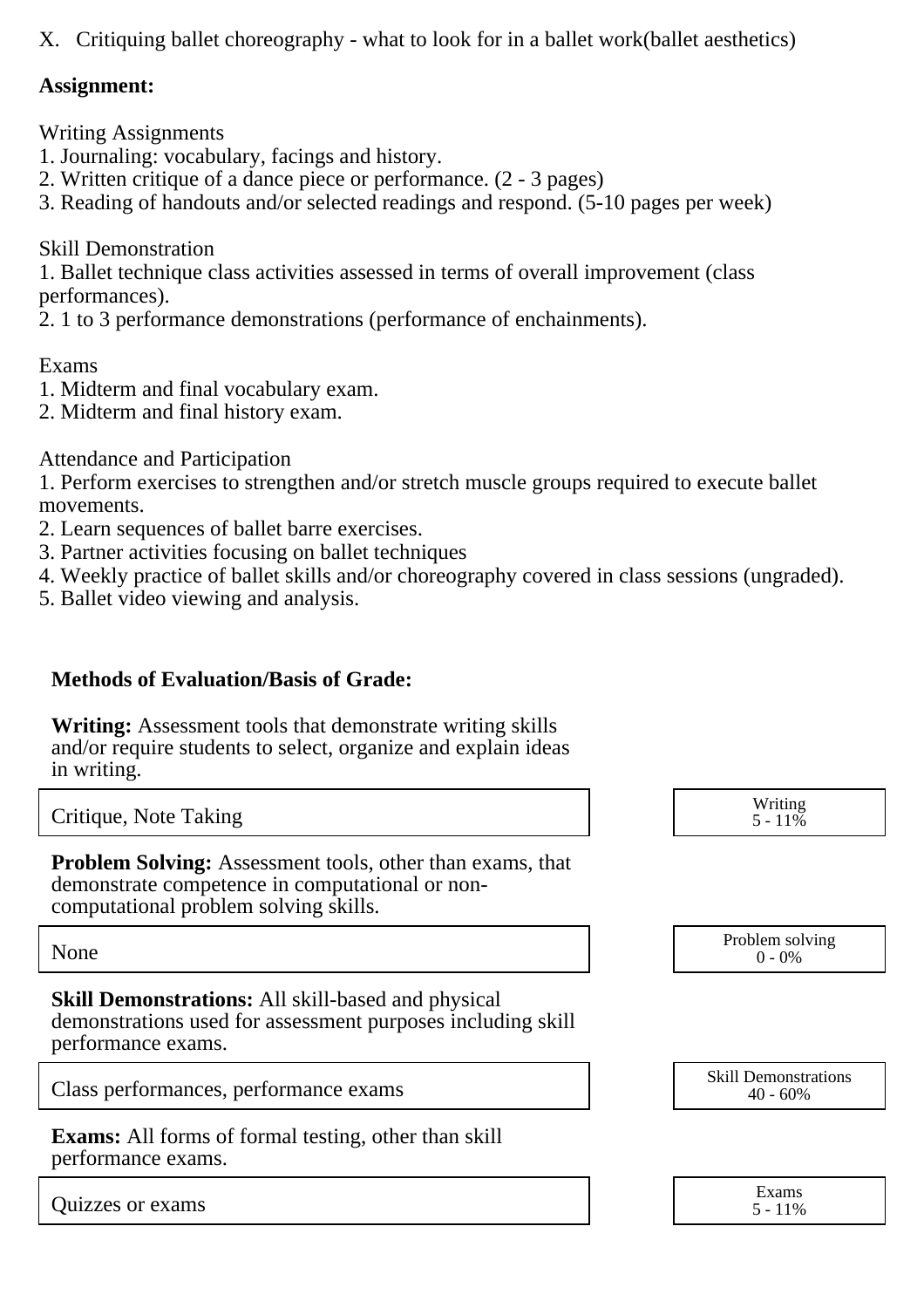X. Critiquing ballet choreography - what to look for in a ballet work(ballet aesthetics)

**Assignment:**

Writing Assignments
1. Journaling: vocabulary, facings and history.
2. Written critique of a dance piece or performance. (2 - 3 pages)
3. Reading of handouts and/or selected readings and respond. (5-10 pages per week)

Skill Demonstration
1. Ballet technique class activities assessed in terms of overall improvement (class performances).
2. 1 to 3 performance demonstrations (performance of enchainments).

Exams
1. Midterm and final vocabulary exam.
2. Midterm and final history exam.

Attendance and Participation
1. Perform exercises to strengthen and/or stretch muscle groups required to execute ballet movements.
2. Learn sequences of ballet barre exercises.
3. Partner activities focusing on ballet techniques
4. Weekly practice of ballet skills and/or choreography covered in class sessions (ungraded).
5. Ballet video viewing and analysis.

**Methods of Evaluation/Basis of Grade:**

**Writing:** Assessment tools that demonstrate writing skills and/or require students to select, organize and explain ideas in writing.

| Critique, Note Taking | Writing 5 - 11% |
|---|---|

**Problem Solving:** Assessment tools, other than exams, that demonstrate competence in computational or non-computational problem solving skills.

| None | Problem solving 0 - 0% |
|---|---|

**Skill Demonstrations:** All skill-based and physical demonstrations used for assessment purposes including skill performance exams.

| Class performances, performance exams | Skill Demonstrations 40 - 60% |
|---|---|

**Exams:** All forms of formal testing, other than skill performance exams.

| Quizzes or exams | Exams 5 - 11% |
|---|---|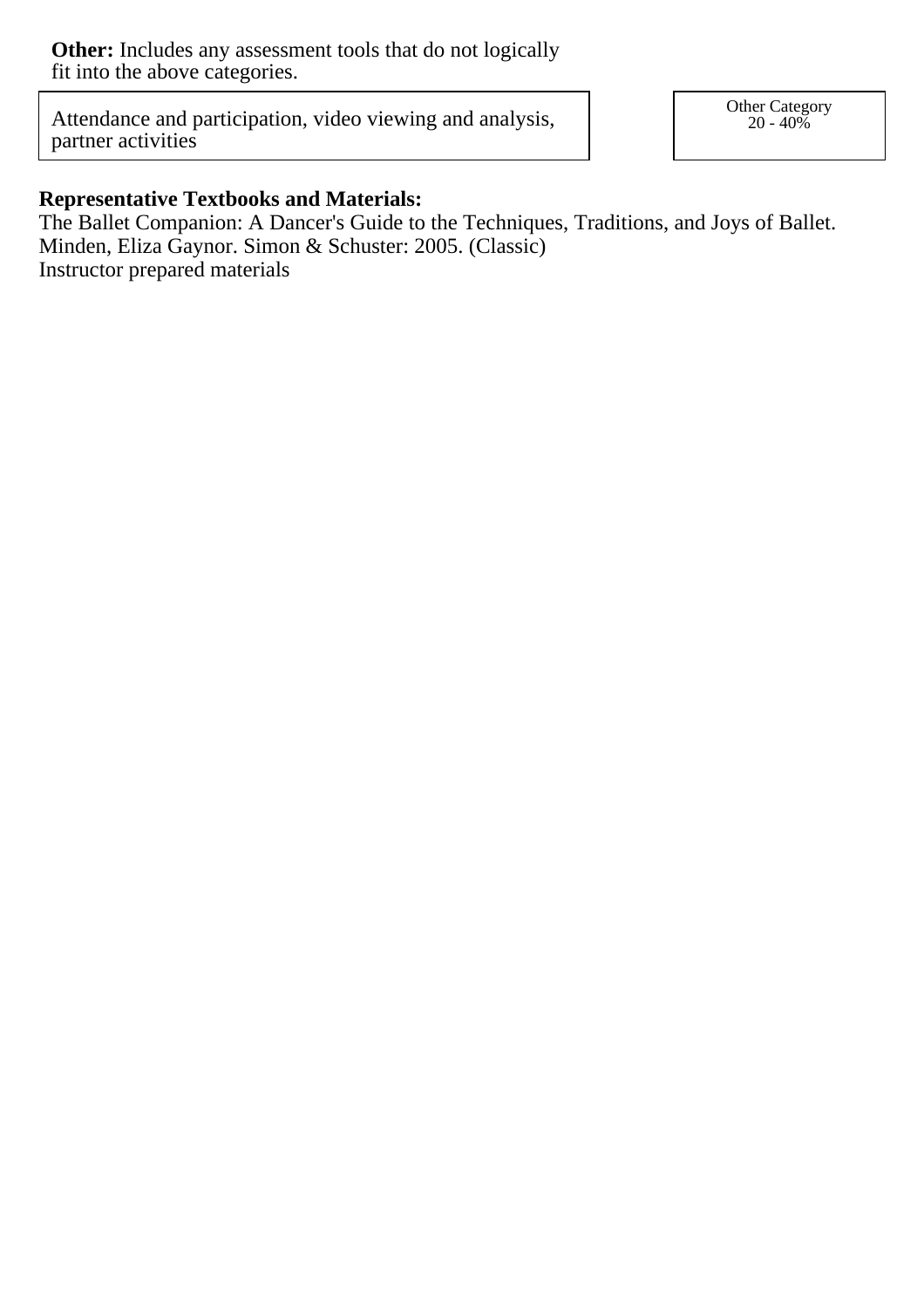**Other:** Includes any assessment tools that do not logically fit into the above categories.

| | |
|---|---|
| Attendance and participation, video viewing and analysis, partner activities | Other Category 20 - 40% |

**Representative Textbooks and Materials:**

The Ballet Companion: A Dancer's Guide to the Techniques, Traditions, and Joys of Ballet. Minden, Eliza Gaynor. Simon & Schuster: 2005. (Classic)

Instructor prepared materials